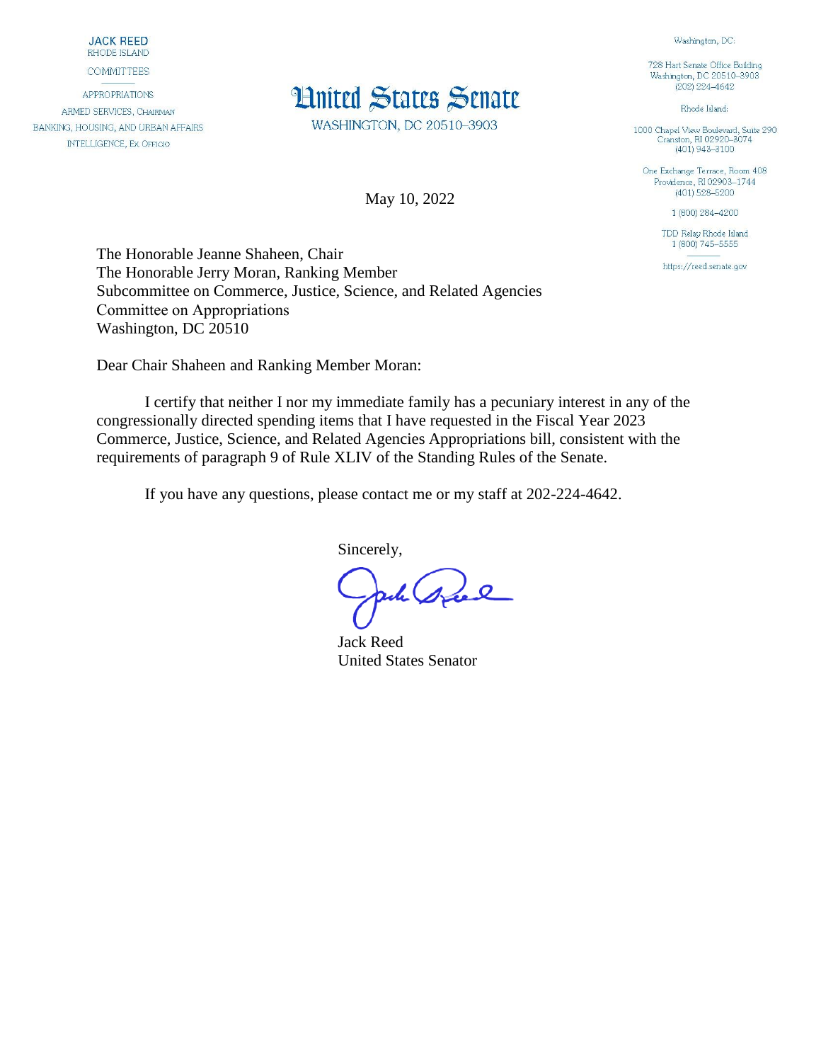**JACK REED**
RHODE ISLAND

COMMITTEES

APPROPRIATIONS
ARMED SERVICES, CHAIRMAN
BANKING, HOUSING, AND URBAN AFFAIRS
INTELLIGENCE, EX OFFICIO

# United States Senate

WASHINGTON, DC 20510–3903

Washington, DC:

728 Hart Senate Office Building
Washington, DC 20510–3903
(202) 224–4642

Rhode Island:

1000 Chapel View Boulevard, Suite 290
Cranston, RI 02920–3074
(401) 943–3100

One Exchange Terrace, Room 408
Providence, RI 02903–1744
(401) 528–5200

1 (800) 284–4200

TDD Relay Rhode Island
1 (800) 745–5555

https://reed.senate.gov

May 10, 2022

The Honorable Jeanne Shaheen, Chair
The Honorable Jerry Moran, Ranking Member
Subcommittee on Commerce, Justice, Science, and Related Agencies
Committee on Appropriations
Washington, DC 20510

Dear Chair Shaheen and Ranking Member Moran:

I certify that neither I nor my immediate family has a pecuniary interest in any of the congressionally directed spending items that I have requested in the Fiscal Year 2023 Commerce, Justice, Science, and Related Agencies Appropriations bill, consistent with the requirements of paragraph 9 of Rule XLIV of the Standing Rules of the Senate.

If you have any questions, please contact me or my staff at 202-224-4642.

Sincerely,

Jack Reed
United States Senator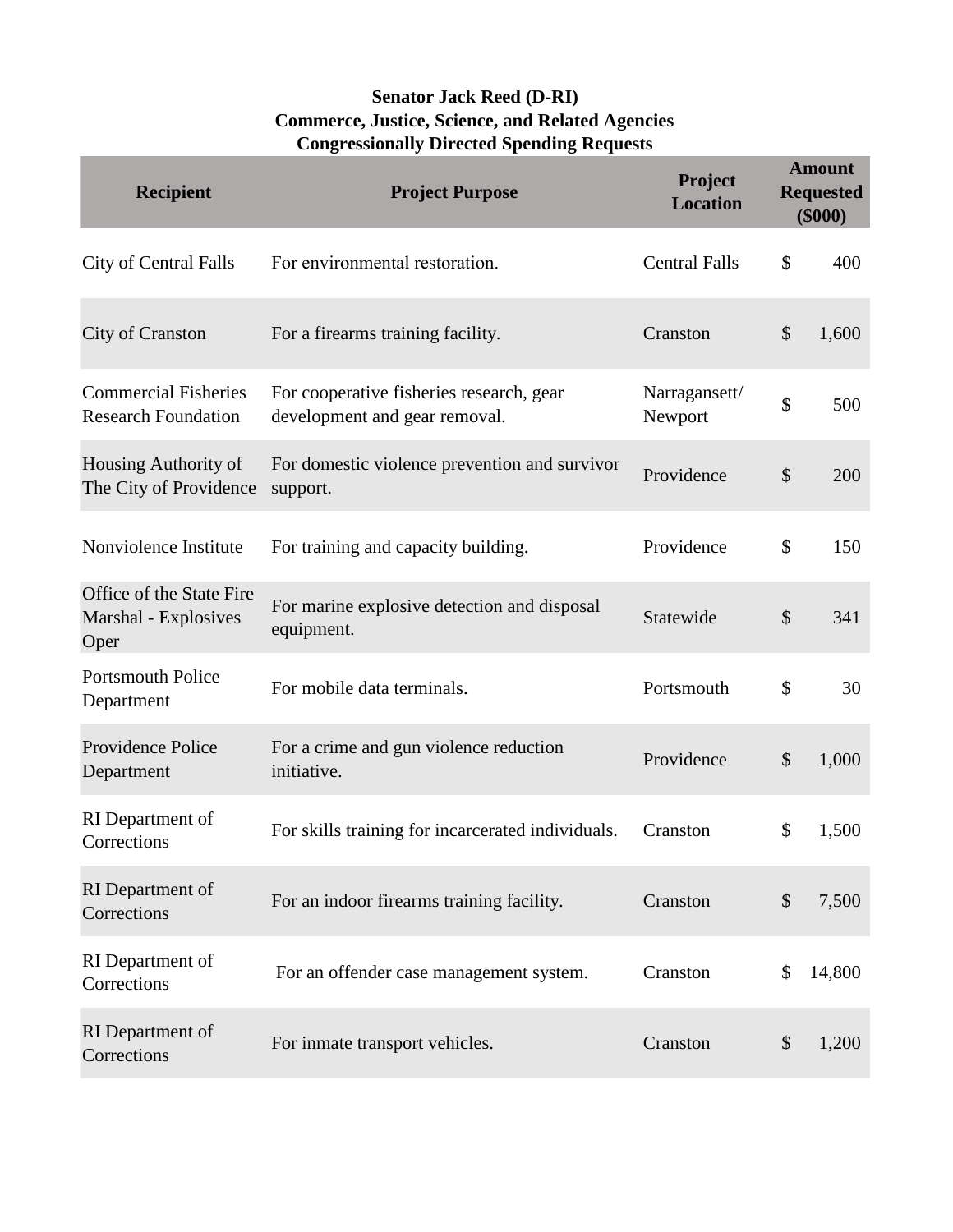**Senator Jack Reed (D-RI)**
**Commerce, Justice, Science, and Related Agencies**
**Congressionally Directed Spending Requests**

| Recipient | Project Purpose | Project Location | Amount Requested ($000) |
|---|---|---|---|
| City of Central Falls | For environmental restoration. | Central Falls | $ 400 |
| City of Cranston | For a firearms training facility. | Cranston | $ 1,600 |
| Commercial Fisheries Research Foundation | For cooperative fisheries research, gear development and gear removal. | Narragansett/ Newport | $ 500 |
| Housing Authority of The City of Providence | For domestic violence prevention and survivor support. | Providence | $ 200 |
| Nonviolence Institute | For training and capacity building. | Providence | $ 150 |
| Office of the State Fire Marshal - Explosives Oper | For marine explosive detection and disposal equipment. | Statewide | $ 341 |
| Portsmouth Police Department | For mobile data terminals. | Portsmouth | $ 30 |
| Providence Police Department | For a crime and gun violence reduction initiative. | Providence | $ 1,000 |
| RI Department of Corrections | For skills training for incarcerated individuals. | Cranston | $ 1,500 |
| RI Department of Corrections | For an indoor firearms training facility. | Cranston | $ 7,500 |
| RI Department of Corrections | For an offender case management system. | Cranston | $ 14,800 |
| RI Department of Corrections | For inmate transport vehicles. | Cranston | $ 1,200 |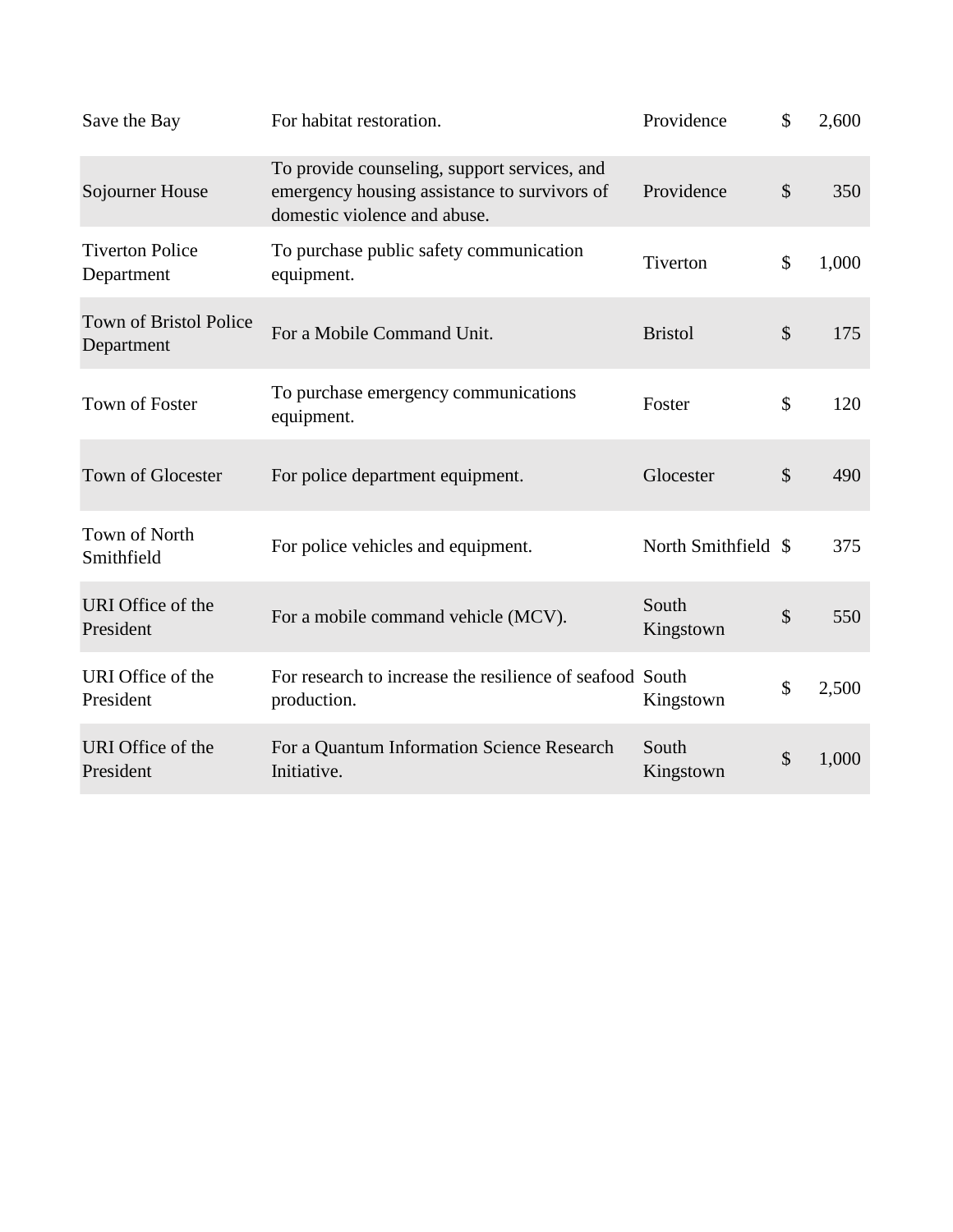| | | | | |
|---|---|---|---|---|
| Save the Bay | For habitat restoration. | Providence | $ | 2,600 |
| Sojourner House | To provide counseling, support services, and emergency housing assistance to survivors of domestic violence and abuse. | Providence | $ | 350 |
| Tiverton Police Department | To purchase public safety communication equipment. | Tiverton | $ | 1,000 |
| Town of Bristol Police Department | For a Mobile Command Unit. | Bristol | $ | 175 |
| Town of Foster | To purchase emergency communications equipment. | Foster | $ | 120 |
| Town of Glocester | For police department equipment. | Glocester | $ | 490 |
| Town of North Smithfield | For police vehicles and equipment. | North Smithfield | $ | 375 |
| URI Office of the President | For a mobile command vehicle (MCV). | South Kingstown | $ | 550 |
| URI Office of the President | For research to increase the resilience of seafood production. | South Kingstown | $ | 2,500 |
| URI Office of the President | For a Quantum Information Science Research Initiative. | South Kingstown | $ | 1,000 |